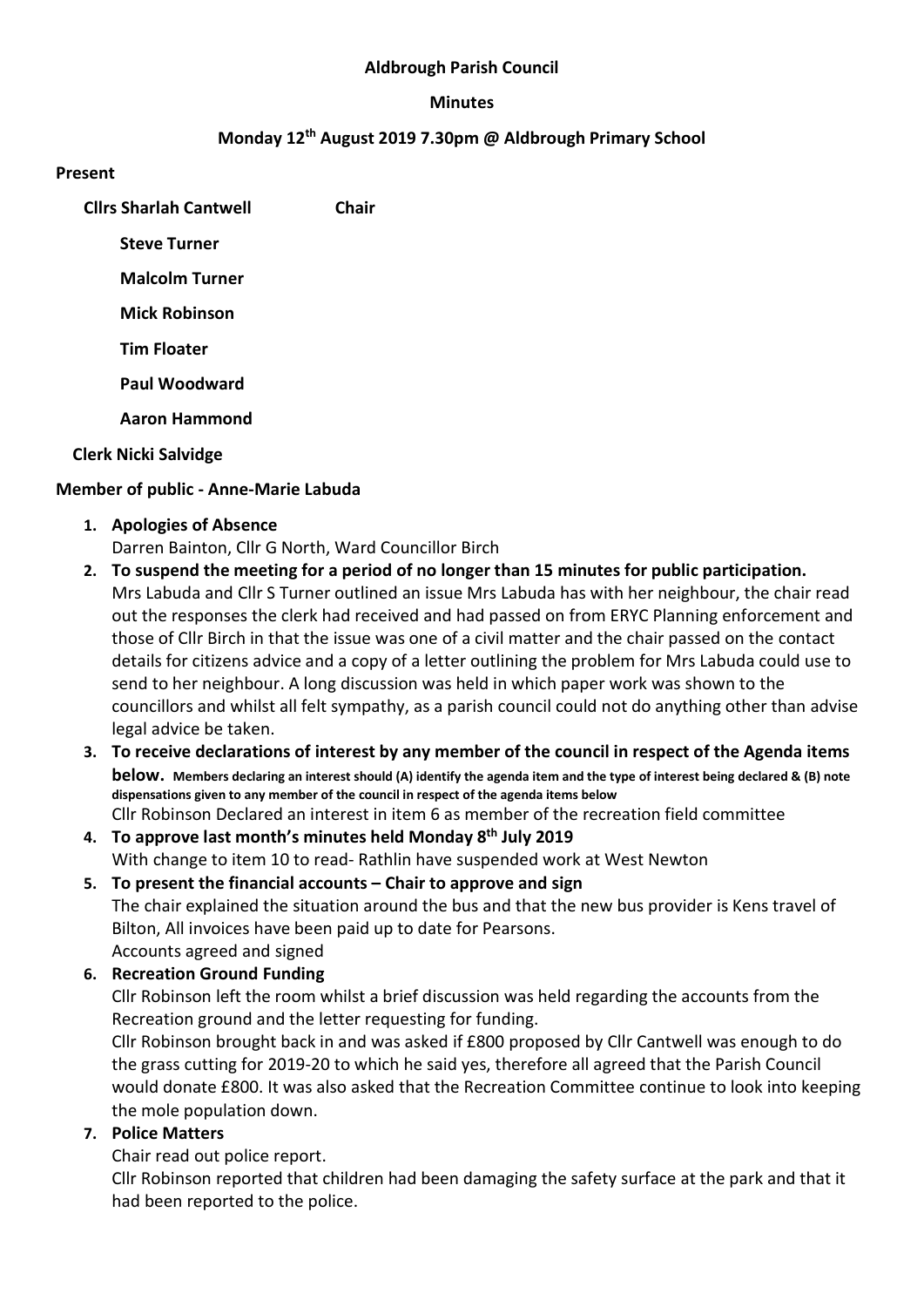**Aldbrough Parish Council**

**Minutes**

**Monday 12th August 2019 7.30pm @ Aldbrough Primary School**

**Present**

**Cllrs Sharlah Cantwell** **Chair**

**Steve Turner**

**Malcolm Turner**

**Mick Robinson**

**Tim Floater**

**Paul Woodward**

**Aaron Hammond**

**Clerk Nicki Salvidge**

**Member of public - Anne-Marie Labuda**

1. **Apologies of Absence**
   Darren Bainton, Cllr G North, Ward Councillor Birch
2. **To suspend the meeting for a period of no longer than 15 minutes for public participation.**
   Mrs Labuda and Cllr S Turner outlined an issue Mrs Labuda has with her neighbour, the chair read out the responses the clerk had received and had passed on from ERYC Planning enforcement and those of Cllr Birch in that the issue was one of a civil matter and the chair passed on the contact details for citizens advice and a copy of a letter outlining the problem for Mrs Labuda could use to send to her neighbour. A long discussion was held in which paper work was shown to the councillors and whilst all felt sympathy, as a parish council could not do anything other than advise legal advice be taken.
3. **To receive declarations of interest by any member of the council in respect of the Agenda items below.** **Members declaring an interest should (A) identify the agenda item and the type of interest being declared & (B) note dispensations given to any member of the council in respect of the agenda items below**
   Cllr Robinson Declared an interest in item 6 as member of the recreation field committee
4. **To approve last month's minutes held Monday 8th July 2019**
   With change to item 10 to read- Rathlin have suspended work at West Newton
5. **To present the financial accounts – Chair to approve and sign**
   The chair explained the situation around the bus and that the new bus provider is Kens travel of Bilton, All invoices have been paid up to date for Pearsons.
   Accounts agreed and signed
6. **Recreation Ground Funding**
   Cllr Robinson left the room whilst a brief discussion was held regarding the accounts from the Recreation ground and the letter requesting for funding.
   Cllr Robinson brought back in and was asked if £800 proposed by Cllr Cantwell was enough to do the grass cutting for 2019-20 to which he said yes, therefore all agreed that the Parish Council would donate £800. It was also asked that the Recreation Committee continue to look into keeping the mole population down.
7. **Police Matters**
   Chair read out police report.
   Cllr Robinson reported that children had been damaging the safety surface at the park and that it had been reported to the police.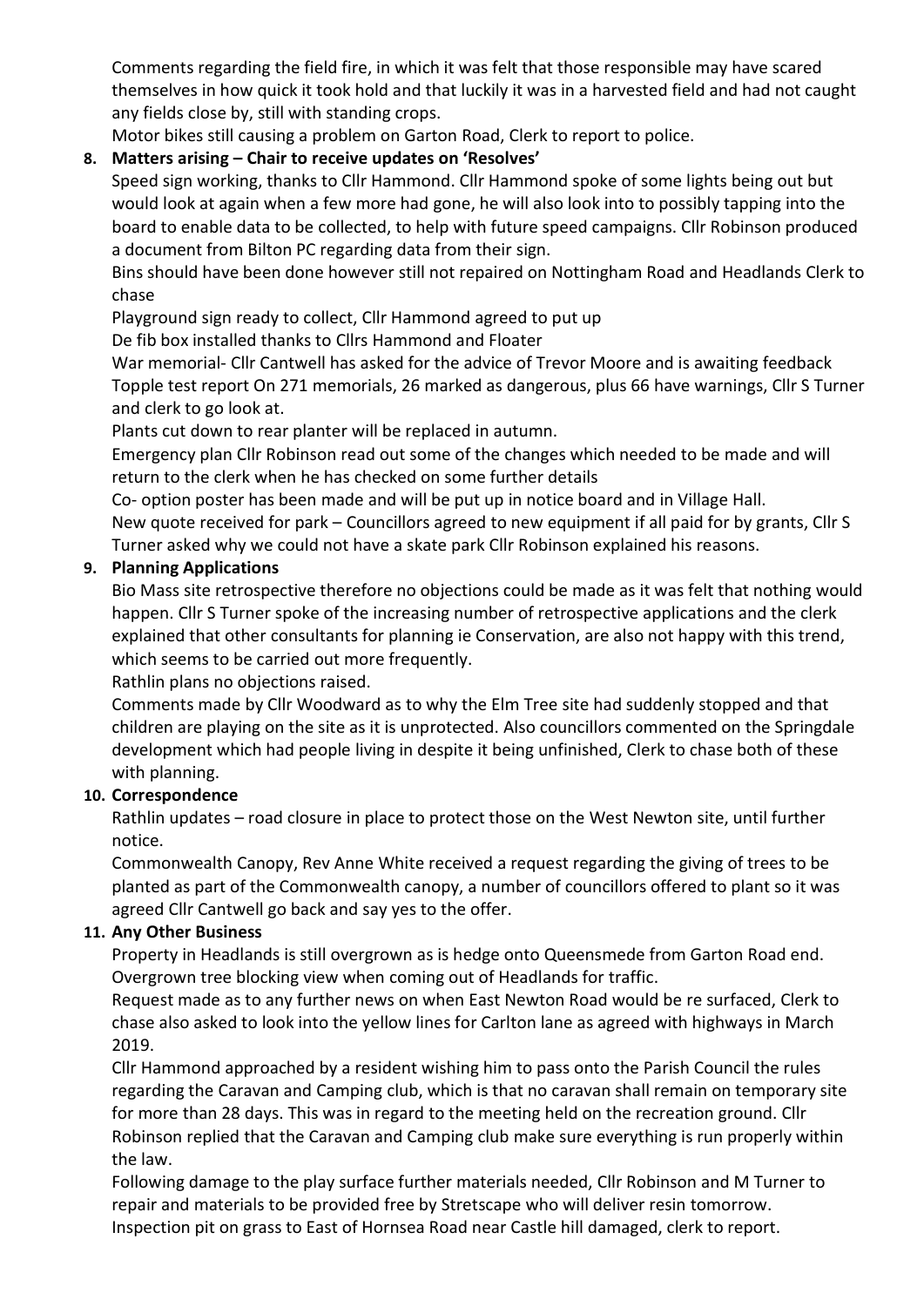Comments regarding the field fire, in which it was felt that those responsible may have scared themselves in how quick it took hold and that luckily it was in a harvested field and had not caught any fields close by, still with standing crops.

Motor bikes still causing a problem on Garton Road, Clerk to report to police.

**8. Matters arising – Chair to receive updates on 'Resolves'**

Speed sign working, thanks to Cllr Hammond. Cllr Hammond spoke of some lights being out but would look at again when a few more had gone, he will also look into to possibly tapping into the board to enable data to be collected, to help with future speed campaigns. Cllr Robinson produced a document from Bilton PC regarding data from their sign.

Bins should have been done however still not repaired on Nottingham Road and Headlands Clerk to chase

Playground sign ready to collect, Cllr Hammond agreed to put up

De fib box installed thanks to Cllrs Hammond and Floater

War memorial- Cllr Cantwell has asked for the advice of Trevor Moore and is awaiting feedback

Topple test report On 271 memorials, 26 marked as dangerous, plus 66 have warnings, Cllr S Turner and clerk to go look at.

Plants cut down to rear planter will be replaced in autumn.

Emergency plan Cllr Robinson read out some of the changes which needed to be made and will return to the clerk when he has checked on some further details

Co- option poster has been made and will be put up in notice board and in Village Hall.

New quote received for park – Councillors agreed to new equipment if all paid for by grants, Cllr S Turner asked why we could not have a skate park Cllr Robinson explained his reasons.

**9. Planning Applications**

Bio Mass site retrospective therefore no objections could be made as it was felt that nothing would happen. Cllr S Turner spoke of the increasing number of retrospective applications and the clerk explained that other consultants for planning ie Conservation, are also not happy with this trend, which seems to be carried out more frequently.

Rathlin plans no objections raised.

Comments made by Cllr Woodward as to why the Elm Tree site had suddenly stopped and that children are playing on the site as it is unprotected. Also councillors commented on the Springdale development which had people living in despite it being unfinished, Clerk to chase both of these with planning.

**10. Correspondence**

Rathlin updates – road closure in place to protect those on the West Newton site, until further notice.

Commonwealth Canopy, Rev Anne White received a request regarding the giving of trees to be planted as part of the Commonwealth canopy, a number of councillors offered to plant so it was agreed Cllr Cantwell go back and say yes to the offer.

**11. Any Other Business**

Property in Headlands is still overgrown as is hedge onto Queensmede from Garton Road end. Overgrown tree blocking view when coming out of Headlands for traffic.

Request made as to any further news on when East Newton Road would be re surfaced, Clerk to chase also asked to look into the yellow lines for Carlton lane as agreed with highways in March 2019.

Cllr Hammond approached by a resident wishing him to pass onto the Parish Council the rules regarding the Caravan and Camping club, which is that no caravan shall remain on temporary site for more than 28 days. This was in regard to the meeting held on the recreation ground. Cllr Robinson replied that the Caravan and Camping club make sure everything is run properly within the law.

Following damage to the play surface further materials needed, Cllr Robinson and M Turner to repair and materials to be provided free by Stretscape who will deliver resin tomorrow.

Inspection pit on grass to East of Hornsea Road near Castle hill damaged, clerk to report.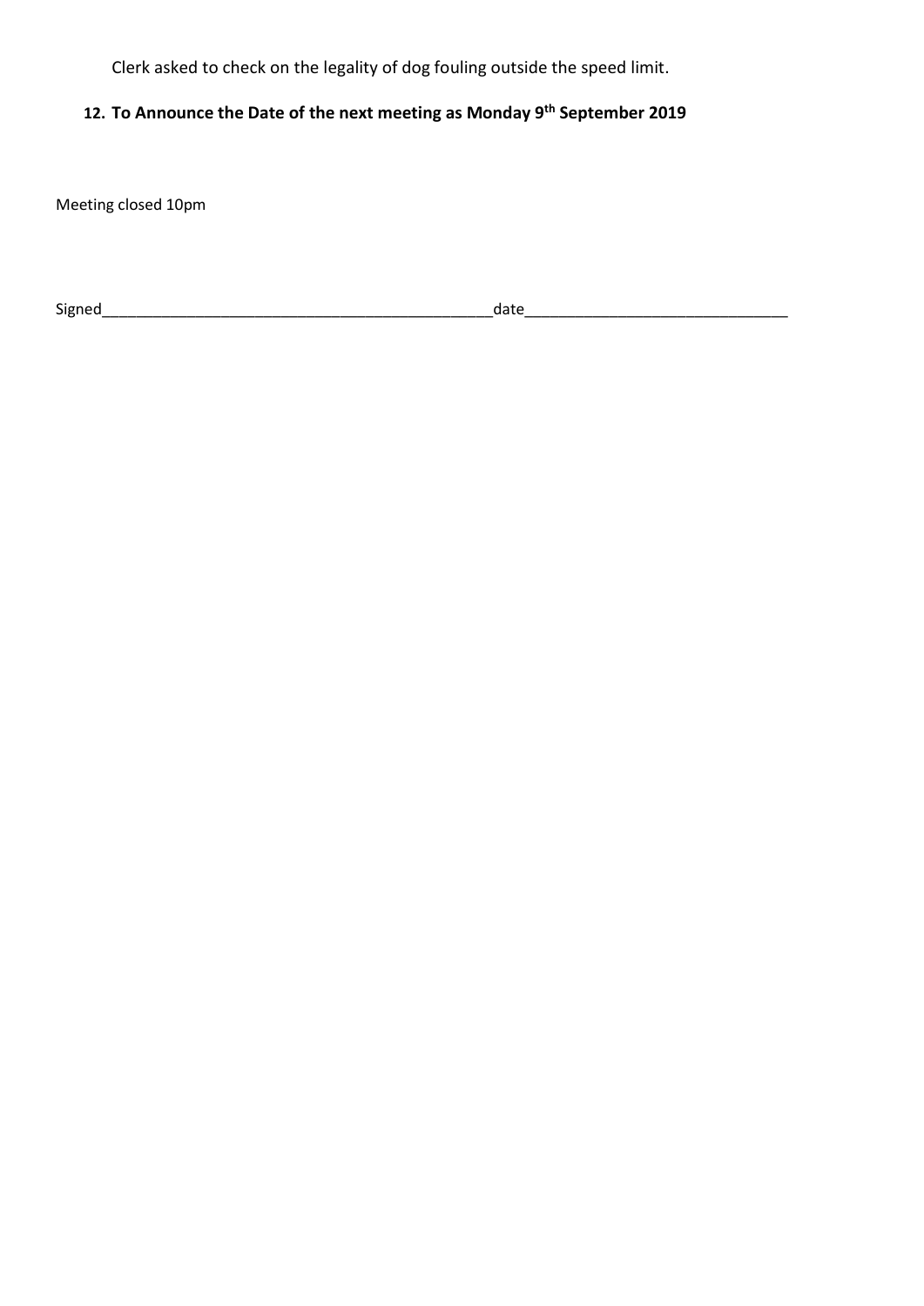Clerk asked to check on the legality of dog fouling outside the speed limit.

**12. To Announce the Date of the next meeting as Monday 9th September 2019**

Meeting closed 10pm

Signed_______________________________________________date______________________________